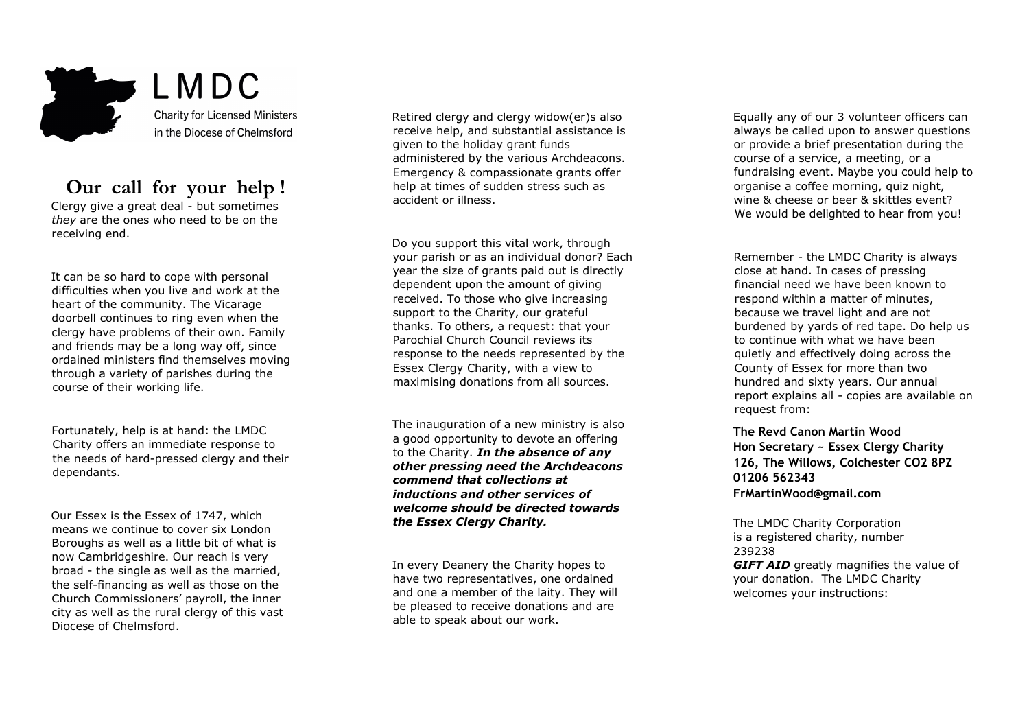# LMDC

Charity for Licensed Ministers in the Diocese of Chelmsford

## Our call for your help !

Clergy give a great deal - but sometimes *they* are the ones who need to be on the receiving end.

It can be so hard to cope with personal difficulties when you live and work at the heart of the community. The Vicarage doorbell continues to ring even when the clergy have problems of their own. Family and friends may be a long way off, since ordained ministers find themselves moving through a variety of parishes during the course of their working life.

Fortunately, help is at hand: the LMDC Charity offers an immediate response to the needs of hard-pressed clergy and their dependants.

Our Essex is the Essex of 1747, which means we continue to cover six London Boroughs as well as a little bit of what is now Cambridgeshire. Our reach is very broad - the single as well as the married, the self-financing as well as those on the Church Commissioners' payroll, the inner city as well as the rural clergy of this vast Diocese of Chelmsford.

Retired clergy and clergy widow(er)s also receive help, and substantial assistance is given to the holiday grant funds administered by the various Archdeacons. Emergency & compassionate grants offer help at times of sudden stress such as accident or illness.

Do you support this vital work, through your parish or as an individual donor? Each year the size of grants paid out is directly dependent upon the amount of giving received. To those who give increasing support to the Charity, our grateful thanks. To others, a request: that your Parochial Church Council reviews its response to the needs represented by the Essex Clergy Charity, with a view to maximising donations from all sources.

The inauguration of a new ministry is also a good opportunity to devote an offering to the Charity. ***In the absence of any other pressing need the Archdeacons commend that collections at inductions and other services of welcome should be directed towards the Essex Clergy Charity.***

In every Deanery the Charity hopes to have two representatives, one ordained and one a member of the laity. They will be pleased to receive donations and are able to speak about our work.

Equally any of our 3 volunteer officers can always be called upon to answer questions or provide a brief presentation during the course of a service, a meeting, or a fundraising event. Maybe you could help to organise a coffee morning, quiz night, wine & cheese or beer & skittles event? We would be delighted to hear from you!

Remember - the LMDC Charity is always close at hand. In cases of pressing financial need we have been known to respond within a matter of minutes, because we travel light and are not burdened by yards of red tape. Do help us to continue with what we have been quietly and effectively doing across the County of Essex for more than two hundred and sixty years. Our annual report explains all - copies are available on request from:

**The Revd Canon Martin Wood**
**Hon Secretary ~ Essex Clergy Charity**
**126, The Willows, Colchester CO2 8PZ**
**01206 562343**
**FrMartinWood@gmail.com**

The LMDC Charity Corporation is a registered charity, number 239238

***GIFT AID*** greatly magnifies the value of your donation. The LMDC Charity welcomes your instructions: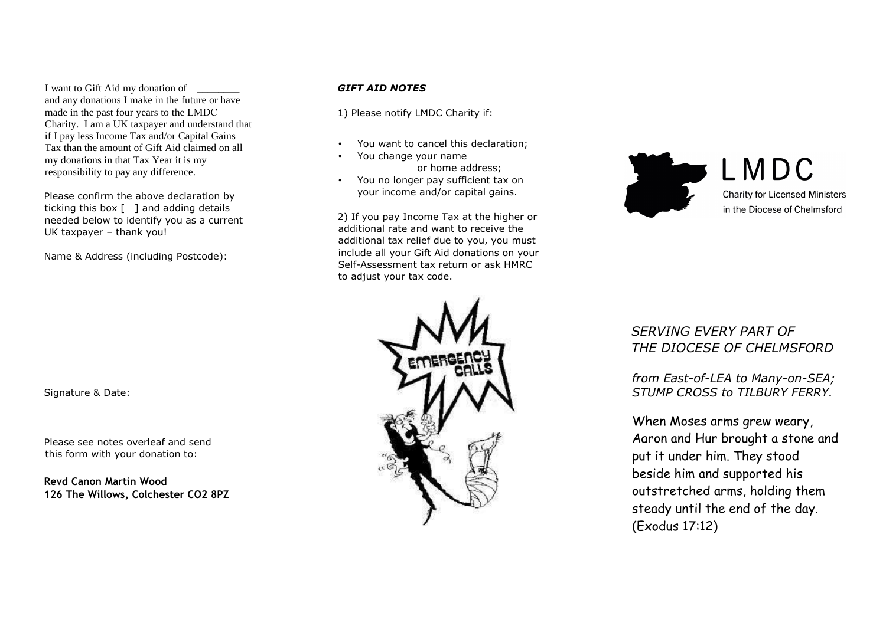I want to Gift Aid my donation of ________ and any donations I make in the future or have made in the past four years to the LMDC Charity. I am a UK taxpayer and understand that if I pay less Income Tax and/or Capital Gains Tax than the amount of Gift Aid claimed on all my donations in that Tax Year it is my responsibility to pay any difference.

Please confirm the above declaration by ticking this box [ ] and adding details needed below to identify you as a current UK taxpayer – thank you!

Name & Address (including Postcode):

Signature & Date:

Please see notes overleaf and send this form with your donation to:

**Revd Canon Martin Wood**
**126 The Willows, Colchester CO2 8PZ**

***GIFT AID NOTES***

1) Please notify LMDC Charity if:

- You want to cancel this declaration;
- You change your name or home address;
- You no longer pay sufficient tax on your income and/or capital gains.

2) If you pay Income Tax at the higher or additional rate and want to receive the additional tax relief due to you, you must include all your Gift Aid donations on your Self-Assessment tax return or ask HMRC to adjust your tax code.

EMERGENCY CALLS

# LMDC

Charity for Licensed Ministers in the Diocese of Chelmsford

*SERVING EVERY PART OF THE DIOCESE OF CHELMSFORD*

*from East-of-LEA to Many-on-SEA; STUMP CROSS to TILBURY FERRY.*

When Moses arms grew weary, Aaron and Hur brought a stone and put it under him. They stood beside him and supported his outstretched arms, holding them steady until the end of the day. (Exodus 17:12)